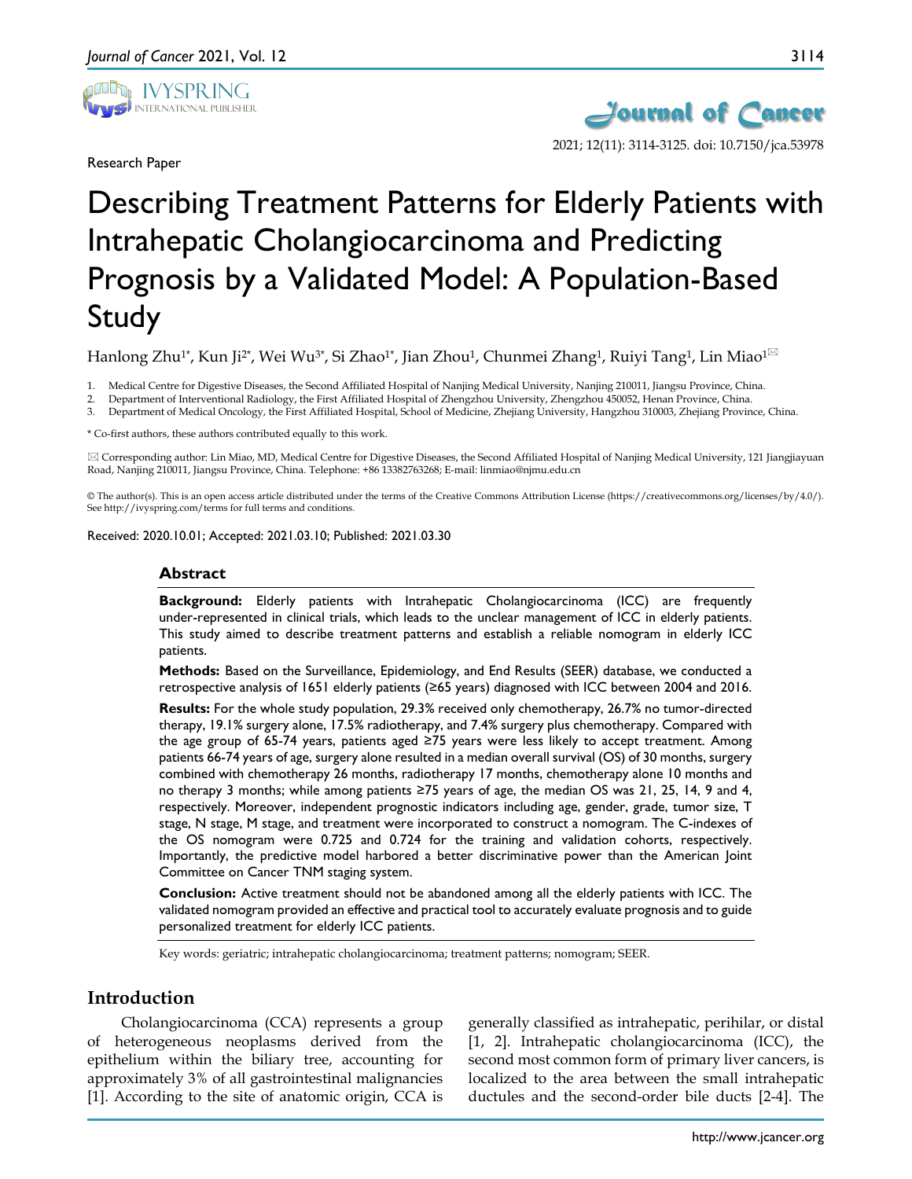Research Paper

# Describing Treatment Patterns for Elderly Patients with Intrahepatic Cholangiocarcinoma and Predicting Prognosis by a Validated Model: A Population-Based Study

Hanlong Zhu[1*], Kun Ji[2*], Wei Wu[3*], Si Zhao[1*], Jian Zhou[1], Chunmei Zhang[1], Ruiyi Tang[1], Lin Miao[1✉]

1. Medical Centre for Digestive Diseases, the Second Affiliated Hospital of Nanjing Medical University, Nanjing 210011, Jiangsu Province, China.
2. Department of Interventional Radiology, the First Affiliated Hospital of Zhengzhou University, Zhengzhou 450052, Henan Province, China.
3. Department of Medical Oncology, the First Affiliated Hospital, School of Medicine, Zhejiang University, Hangzhou 310003, Zhejiang Province, China.

\* Co-first authors, these authors contributed equally to this work.

✉ Corresponding author: Lin Miao, MD, Medical Centre for Digestive Diseases, the Second Affiliated Hospital of Nanjing Medical University, 121 Jiangjiayuan Road, Nanjing 210011, Jiangsu Province, China. Telephone: +86 13382763268; E-mail: linmiao@njmu.edu.cn

© The author(s). This is an open access article distributed under the terms of the Creative Commons Attribution License (https://creativecommons.org/licenses/by/4.0/). See http://ivyspring.com/terms for full terms and conditions.

Received: 2020.10.01; Accepted: 2021.03.10; Published: 2021.03.30

## Abstract

**Background:** Elderly patients with Intrahepatic Cholangiocarcinoma (ICC) are frequently under-represented in clinical trials, which leads to the unclear management of ICC in elderly patients. This study aimed to describe treatment patterns and establish a reliable nomogram in elderly ICC patients.

**Methods:** Based on the Surveillance, Epidemiology, and End Results (SEER) database, we conducted a retrospective analysis of 1651 elderly patients (≥65 years) diagnosed with ICC between 2004 and 2016.

**Results:** For the whole study population, 29.3% received only chemotherapy, 26.7% no tumor-directed therapy, 19.1% surgery alone, 17.5% radiotherapy, and 7.4% surgery plus chemotherapy. Compared with the age group of 65-74 years, patients aged ≥75 years were less likely to accept treatment. Among patients 66-74 years of age, surgery alone resulted in a median overall survival (OS) of 30 months, surgery combined with chemotherapy 26 months, radiotherapy 17 months, chemotherapy alone 10 months and no therapy 3 months; while among patients ≥75 years of age, the median OS was 21, 25, 14, 9 and 4, respectively. Moreover, independent prognostic indicators including age, gender, grade, tumor size, T stage, N stage, M stage, and treatment were incorporated to construct a nomogram. The C-indexes of the OS nomogram were 0.725 and 0.724 for the training and validation cohorts, respectively. Importantly, the predictive model harbored a better discriminative power than the American Joint Committee on Cancer TNM staging system.

**Conclusion:** Active treatment should not be abandoned among all the elderly patients with ICC. The validated nomogram provided an effective and practical tool to accurately evaluate prognosis and to guide personalized treatment for elderly ICC patients.

Key words: geriatric; intrahepatic cholangiocarcinoma; treatment patterns; nomogram; SEER.

## Introduction

Cholangiocarcinoma (CCA) represents a group of heterogeneous neoplasms derived from the epithelium within the biliary tree, accounting for approximately 3% of all gastrointestinal malignancies [1]. According to the site of anatomic origin, CCA is generally classified as intrahepatic, perihilar, or distal [1, 2]. Intrahepatic cholangiocarcinoma (ICC), the second most common form of primary liver cancers, is localized to the area between the small intrahepatic ductules and the second-order bile ducts [2-4]. The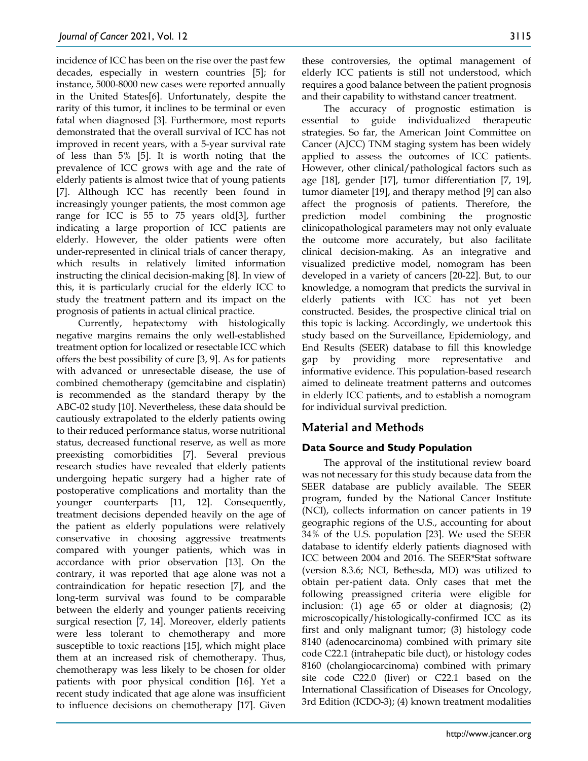incidence of ICC has been on the rise over the past few decades, especially in western countries [5]; for instance, 5000-8000 new cases were reported annually in the United States[6]. Unfortunately, despite the rarity of this tumor, it inclines to be terminal or even fatal when diagnosed [3]. Furthermore, most reports demonstrated that the overall survival of ICC has not improved in recent years, with a 5-year survival rate of less than 5% [5]. It is worth noting that the prevalence of ICC grows with age and the rate of elderly patients is almost twice that of young patients [7]. Although ICC has recently been found in increasingly younger patients, the most common age range for ICC is 55 to 75 years old[3], further indicating a large proportion of ICC patients are elderly. However, the older patients were often under-represented in clinical trials of cancer therapy, which results in relatively limited information instructing the clinical decision-making [8]. In view of this, it is particularly crucial for the elderly ICC to study the treatment pattern and its impact on the prognosis of patients in actual clinical practice.

Currently, hepatectomy with histologically negative margins remains the only well-established treatment option for localized or resectable ICC which offers the best possibility of cure [3, 9]. As for patients with advanced or unresectable disease, the use of combined chemotherapy (gemcitabine and cisplatin) is recommended as the standard therapy by the ABC-02 study [10]. Nevertheless, these data should be cautiously extrapolated to the elderly patients owing to their reduced performance status, worse nutritional status, decreased functional reserve, as well as more preexisting comorbidities [7]. Several previous research studies have revealed that elderly patients undergoing hepatic surgery had a higher rate of postoperative complications and mortality than the younger counterparts [11, 12]. Consequently, treatment decisions depended heavily on the age of the patient as elderly populations were relatively conservative in choosing aggressive treatments compared with younger patients, which was in accordance with prior observation [13]. On the contrary, it was reported that age alone was not a contraindication for hepatic resection [7], and the long-term survival was found to be comparable between the elderly and younger patients receiving surgical resection [7, 14]. Moreover, elderly patients were less tolerant to chemotherapy and more susceptible to toxic reactions [15], which might place them at an increased risk of chemotherapy. Thus, chemotherapy was less likely to be chosen for older patients with poor physical condition [16]. Yet a recent study indicated that age alone was insufficient to influence decisions on chemotherapy [17]. Given these controversies, the optimal management of elderly ICC patients is still not understood, which requires a good balance between the patient prognosis and their capability to withstand cancer treatment.

The accuracy of prognostic estimation is essential to guide individualized therapeutic strategies. So far, the American Joint Committee on Cancer (AJCC) TNM staging system has been widely applied to assess the outcomes of ICC patients. However, other clinical/pathological factors such as age [18], gender [17], tumor differentiation [7, 19], tumor diameter [19], and therapy method [9] can also affect the prognosis of patients. Therefore, the prediction model combining the prognostic clinicopathological parameters may not only evaluate the outcome more accurately, but also facilitate clinical decision-making. As an integrative and visualized predictive model, nomogram has been developed in a variety of cancers [20-22]. But, to our knowledge, a nomogram that predicts the survival in elderly patients with ICC has not yet been constructed. Besides, the prospective clinical trial on this topic is lacking. Accordingly, we undertook this study based on the Surveillance, Epidemiology, and End Results (SEER) database to fill this knowledge gap by providing more representative and informative evidence. This population-based research aimed to delineate treatment patterns and outcomes in elderly ICC patients, and to establish a nomogram for individual survival prediction.

## Material and Methods

### Data Source and Study Population

The approval of the institutional review board was not necessary for this study because data from the SEER database are publicly available. The SEER program, funded by the National Cancer Institute (NCI), collects information on cancer patients in 19 geographic regions of the U.S., accounting for about 34% of the U.S. population [23]. We used the SEER database to identify elderly patients diagnosed with ICC between 2004 and 2016. The SEER*Stat software (version 8.3.6; NCI, Bethesda, MD) was utilized to obtain per-patient data. Only cases that met the following preassigned criteria were eligible for inclusion: (1) age 65 or older at diagnosis; (2) microscopically/histologically-confirmed ICC as its first and only malignant tumor; (3) histology code 8140 (adenocarcinoma) combined with primary site code C22.1 (intrahepatic bile duct), or histology codes 8160 (cholangiocarcinoma) combined with primary site code C22.0 (liver) or C22.1 based on the International Classification of Diseases for Oncology, 3rd Edition (ICDO-3); (4) known treatment modalities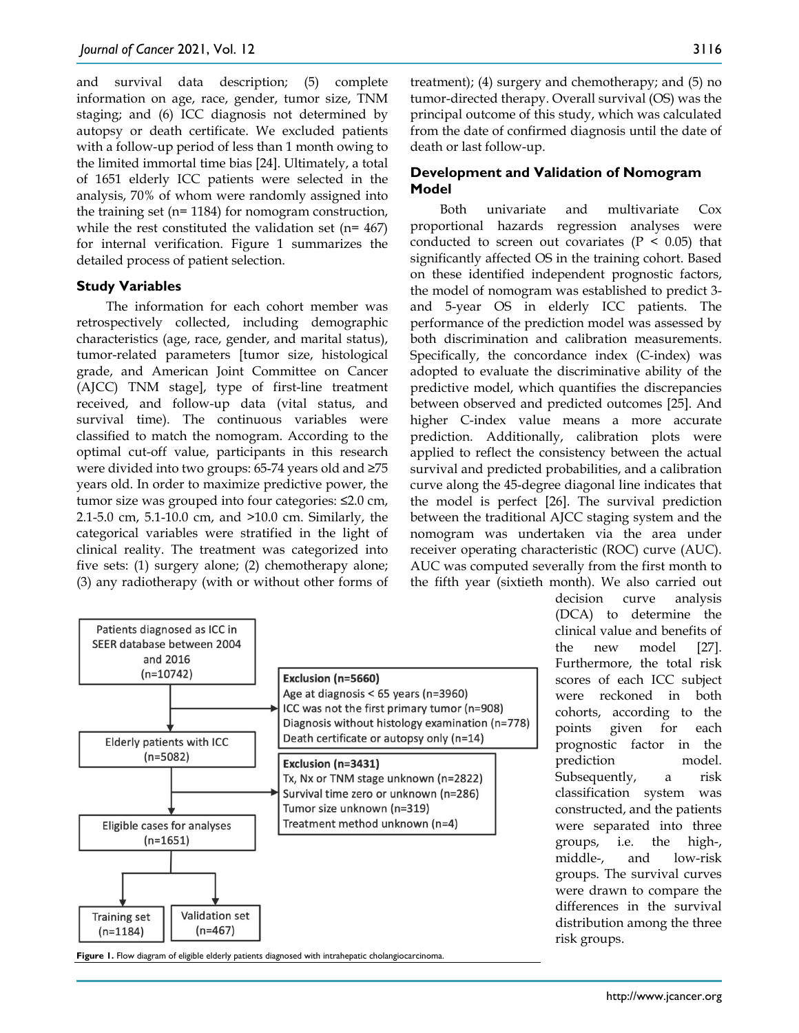and survival data description; (5) complete information on age, race, gender, tumor size, TNM staging; and (6) ICC diagnosis not determined by autopsy or death certificate. We excluded patients with a follow-up period of less than 1 month owing to the limited immortal time bias [24]. Ultimately, a total of 1651 elderly ICC patients were selected in the analysis, 70% of whom were randomly assigned into the training set (n= 1184) for nomogram construction, while the rest constituted the validation set (n= 467) for internal verification. Figure 1 summarizes the detailed process of patient selection.

### Study Variables

The information for each cohort member was retrospectively collected, including demographic characteristics (age, race, gender, and marital status), tumor-related parameters [tumor size, histological grade, and American Joint Committee on Cancer (AJCC) TNM stage], type of first-line treatment received, and follow-up data (vital status, and survival time). The continuous variables were classified to match the nomogram. According to the optimal cut-off value, participants in this research were divided into two groups: 65-74 years old and ≥75 years old. In order to maximize predictive power, the tumor size was grouped into four categories: ≤2.0 cm, 2.1-5.0 cm, 5.1-10.0 cm, and >10.0 cm. Similarly, the categorical variables were stratified in the light of clinical reality. The treatment was categorized into five sets: (1) surgery alone; (2) chemotherapy alone; (3) any radiotherapy (with or without other forms of treatment); (4) surgery and chemotherapy; and (5) no tumor-directed therapy. Overall survival (OS) was the principal outcome of this study, which was calculated from the date of confirmed diagnosis until the date of death or last follow-up.

### Development and Validation of Nomogram Model

Both univariate and multivariate Cox proportional hazards regression analyses were conducted to screen out covariates ($P < 0.05$) that significantly affected OS in the training cohort. Based on these identified independent prognostic factors, the model of nomogram was established to predict 3- and 5-year OS in elderly ICC patients. The performance of the prediction model was assessed by both discrimination and calibration measurements. Specifically, the concordance index (C-index) was adopted to evaluate the discriminative ability of the predictive model, which quantifies the discrepancies between observed and predicted outcomes [25]. And higher C-index value means a more accurate prediction. Additionally, calibration plots were applied to reflect the consistency between the actual survival and predicted probabilities, and a calibration curve along the 45-degree diagonal line indicates that the model is perfect [26]. The survival prediction between the traditional AJCC staging system and the nomogram was undertaken via the area under receiver operating characteristic (ROC) curve (AUC). AUC was computed severally from the first month to the fifth year (sixtieth month). We also carried out decision curve analysis (DCA) to determine the clinical value and benefits of the new model [27]. Furthermore, the total risk scores of each ICC subject were reckoned in both cohorts, according to the points given for each prognostic factor in the prediction model. Subsequently, a risk classification system was constructed, and the patients were separated into three groups, i.e. the high-, middle-, and low-risk groups. The survival curves were drawn to compare the differences in the survival distribution among the three risk groups.

Patients diagnosed as ICC in SEER database between 2004 and 2016 (n=10742)

→ **Exclusion (n=5660)**
- Age at diagnosis < 65 years (n=3960)
- ICC was not the first primary tumor (n=908)
- Diagnosis without histology examination (n=778)
- Death certificate or autopsy only (n=14)

Elderly patients with ICC (n=5082)

→ **Exclusion (n=3431)**
- Tx, Nx or TNM stage unknown (n=2822)
- Survival time zero or unknown (n=286)
- Tumor size unknown (n=319)
- Treatment method unknown (n=4)

Eligible cases for analyses (n=1651)

→ Training set (n=1184) | Validation set (n=467)

**Figure 1.** Flow diagram of eligible elderly patients diagnosed with intrahepatic cholangiocarcinoma.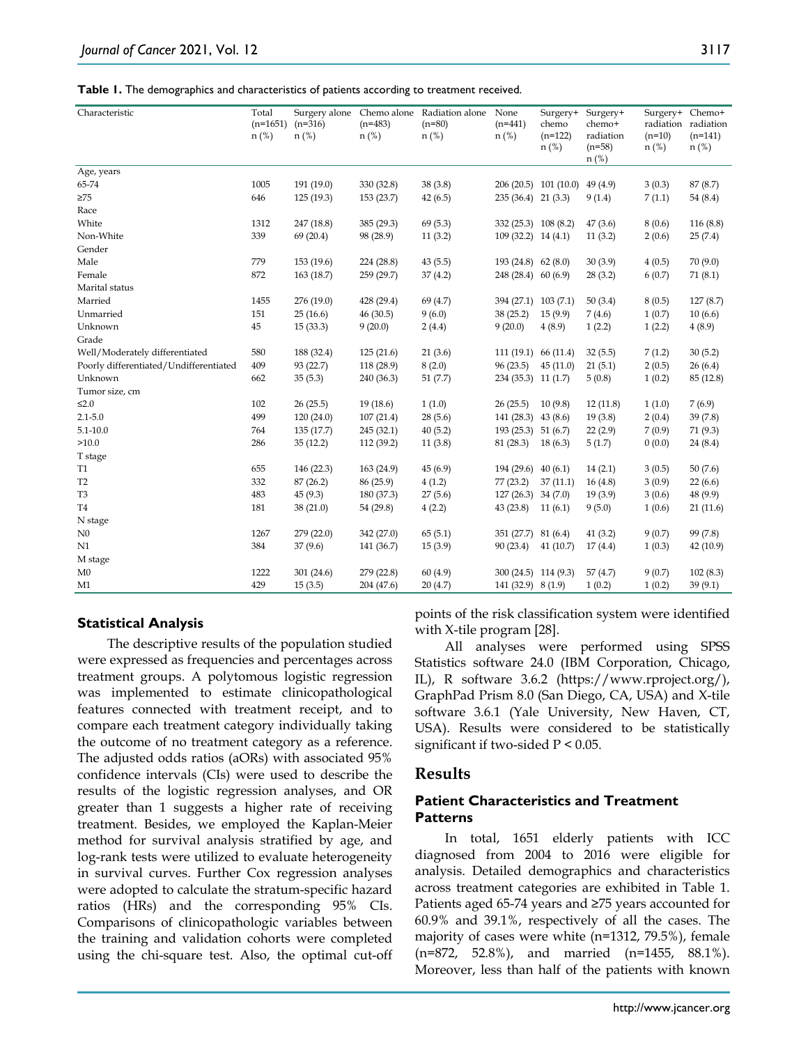**Table 1.** The demographics and characteristics of patients according to treatment received.

| Characteristic | Total (n=1651) n (%) | Surgery alone (n=316) n (%) | Chemo alone (n=483) n (%) | Radiation alone (n=80) n (%) | None (n=441) n (%) | Surgery+ chemo (n=122) n (%) | Surgery+ chemo+ radiation (n=58) n (%) | Surgery+ radiation (n=10) n (%) | Chemo+ radiation (n=141) n (%) |
|---|---|---|---|---|---|---|---|---|---|
| Age, years | | | | | | | | | |
| 65-74 | 1005 | 191 (19.0) | 330 (32.8) | 38 (3.8) | 206 (20.5) | 101 (10.0) | 49 (4.9) | 3 (0.3) | 87 (8.7) |
| ≥75 | 646 | 125 (19.3) | 153 (23.7) | 42 (6.5) | 235 (36.4) | 21 (3.3) | 9 (1.4) | 7 (1.1) | 54 (8.4) |
| Race | | | | | | | | | |
| White | 1312 | 247 (18.8) | 385 (29.3) | 69 (5.3) | 332 (25.3) | 108 (8.2) | 47 (3.6) | 8 (0.6) | 116 (8.8) |
| Non-White | 339 | 69 (20.4) | 98 (28.9) | 11 (3.2) | 109 (32.2) | 14 (4.1) | 11 (3.2) | 2 (0.6) | 25 (7.4) |
| Gender | | | | | | | | | |
| Male | 779 | 153 (19.6) | 224 (28.8) | 43 (5.5) | 193 (24.8) | 62 (8.0) | 30 (3.9) | 4 (0.5) | 70 (9.0) |
| Female | 872 | 163 (18.7) | 259 (29.7) | 37 (4.2) | 248 (28.4) | 60 (6.9) | 28 (3.2) | 6 (0.7) | 71 (8.1) |
| Marital status | | | | | | | | | |
| Married | 1455 | 276 (19.0) | 428 (29.4) | 69 (4.7) | 394 (27.1) | 103 (7.1) | 50 (3.4) | 8 (0.5) | 127 (8.7) |
| Unmarried | 151 | 25 (16.6) | 46 (30.5) | 9 (6.0) | 38 (25.2) | 15 (9.9) | 7 (4.6) | 1 (0.7) | 10 (6.6) |
| Unknown | 45 | 15 (33.3) | 9 (20.0) | 2 (4.4) | 9 (20.0) | 4 (8.9) | 1 (2.2) | 1 (2.2) | 4 (8.9) |
| Grade | | | | | | | | | |
| Well/Moderately differentiated | 580 | 188 (32.4) | 125 (21.6) | 21 (3.6) | 111 (19.1) | 66 (11.4) | 32 (5.5) | 7 (1.2) | 30 (5.2) |
| Poorly differentiated/Undifferentiated | 409 | 93 (22.7) | 118 (28.9) | 8 (2.0) | 96 (23.5) | 45 (11.0) | 21 (5.1) | 2 (0.5) | 26 (6.4) |
| Unknown | 662 | 35 (5.3) | 240 (36.3) | 51 (7.7) | 234 (35.3) | 11 (1.7) | 5 (0.8) | 1 (0.2) | 85 (12.8) |
| Tumor size, cm | | | | | | | | | |
| ≤2.0 | 102 | 26 (25.5) | 19 (18.6) | 1 (1.0) | 26 (25.5) | 10 (9.8) | 12 (11.8) | 1 (1.0) | 7 (6.9) |
| 2.1-5.0 | 499 | 120 (24.0) | 107 (21.4) | 28 (5.6) | 141 (28.3) | 43 (8.6) | 19 (3.8) | 2 (0.4) | 39 (7.8) |
| 5.1-10.0 | 764 | 135 (17.7) | 245 (32.1) | 40 (5.2) | 193 (25.3) | 51 (6.7) | 22 (2.9) | 7 (0.9) | 71 (9.3) |
| >10.0 | 286 | 35 (12.2) | 112 (39.2) | 11 (3.8) | 81 (28.3) | 18 (6.3) | 5 (1.7) | 0 (0.0) | 24 (8.4) |
| T stage | | | | | | | | | |
| T1 | 655 | 146 (22.3) | 163 (24.9) | 45 (6.9) | 194 (29.6) | 40 (6.1) | 14 (2.1) | 3 (0.5) | 50 (7.6) |
| T2 | 332 | 87 (26.2) | 86 (25.9) | 4 (1.2) | 77 (23.2) | 37 (11.1) | 16 (4.8) | 3 (0.9) | 22 (6.6) |
| T3 | 483 | 45 (9.3) | 180 (37.3) | 27 (5.6) | 127 (26.3) | 34 (7.0) | 19 (3.9) | 3 (0.6) | 48 (9.9) |
| T4 | 181 | 38 (21.0) | 54 (29.8) | 4 (2.2) | 43 (23.8) | 11 (6.1) | 9 (5.0) | 1 (0.6) | 21 (11.6) |
| N stage | | | | | | | | | |
| N0 | 1267 | 279 (22.0) | 342 (27.0) | 65 (5.1) | 351 (27.7) | 81 (6.4) | 41 (3.2) | 9 (0.7) | 99 (7.8) |
| N1 | 384 | 37 (9.6) | 141 (36.7) | 15 (3.9) | 90 (23.4) | 41 (10.7) | 17 (4.4) | 1 (0.3) | 42 (10.9) |
| M stage | | | | | | | | | |
| M0 | 1222 | 301 (24.6) | 279 (22.8) | 60 (4.9) | 300 (24.5) | 114 (9.3) | 57 (4.7) | 9 (0.7) | 102 (8.3) |
| M1 | 429 | 15 (3.5) | 204 (47.6) | 20 (4.7) | 141 (32.9) | 8 (1.9) | 1 (0.2) | 1 (0.2) | 39 (9.1) |

### Statistical Analysis

The descriptive results of the population studied were expressed as frequencies and percentages across treatment groups. A polytomous logistic regression was implemented to estimate clinicopathological features connected with treatment receipt, and to compare each treatment category individually taking the outcome of no treatment category as a reference. The adjusted odds ratios (aORs) with associated 95% confidence intervals (CIs) were used to describe the results of the logistic regression analyses, and OR greater than 1 suggests a higher rate of receiving treatment. Besides, we employed the Kaplan-Meier method for survival analysis stratified by age, and log-rank tests were utilized to evaluate heterogeneity in survival curves. Further Cox regression analyses were adopted to calculate the stratum-specific hazard ratios (HRs) and the corresponding 95% CIs. Comparisons of clinicopathologic variables between the training and validation cohorts were completed using the chi-square test. Also, the optimal cut-off points of the risk classification system were identified with X-tile program [28].

All analyses were performed using SPSS Statistics software 24.0 (IBM Corporation, Chicago, IL), R software 3.6.2 (https://www.rproject.org/), GraphPad Prism 8.0 (San Diego, CA, USA) and X-tile software 3.6.1 (Yale University, New Haven, CT, USA). Results were considered to be statistically significant if two-sided $P < 0.05$.

## Results

### Patient Characteristics and Treatment Patterns

In total, 1651 elderly patients with ICC diagnosed from 2004 to 2016 were eligible for analysis. Detailed demographics and characteristics across treatment categories are exhibited in Table 1. Patients aged 65-74 years and ≥75 years accounted for 60.9% and 39.1%, respectively of all the cases. The majority of cases were white (n=1312, 79.5%), female (n=872, 52.8%), and married (n=1455, 88.1%). Moreover, less than half of the patients with known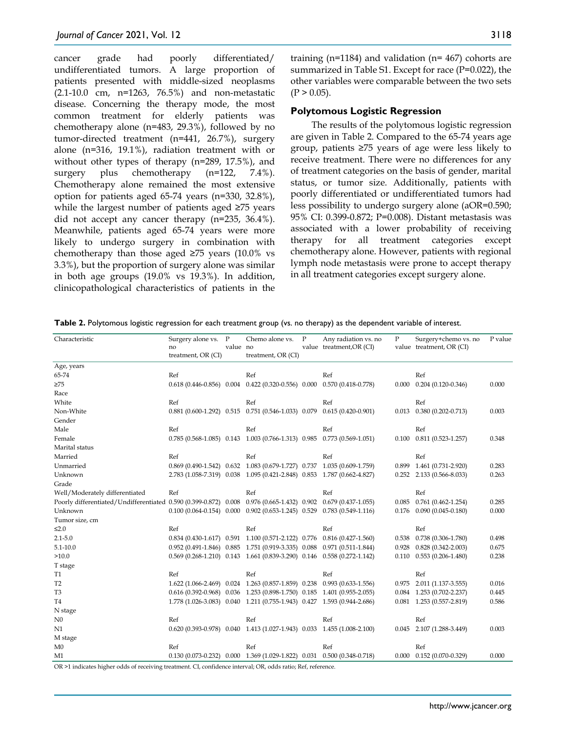cancer grade had poorly differentiated/ undifferentiated tumors. A large proportion of patients presented with middle-sized neoplasms (2.1-10.0 cm, n=1263, 76.5%) and non-metastatic disease. Concerning the therapy mode, the most common treatment for elderly patients was chemotherapy alone (n=483, 29.3%), followed by no tumor-directed treatment (n=441, 26.7%), surgery alone (n=316, 19.1%), radiation treatment with or without other types of therapy (n=289, 17.5%), and surgery plus chemotherapy (n=122, 7.4%). Chemotherapy alone remained the most extensive option for patients aged 65-74 years (n=330, 32.8%), while the largest number of patients aged ≥75 years did not accept any cancer therapy (n=235, 36.4%). Meanwhile, patients aged 65-74 years were more likely to undergo surgery in combination with chemotherapy than those aged ≥75 years (10.0% vs 3.3%), but the proportion of surgery alone was similar in both age groups (19.0% vs 19.3%). In addition, clinicopathological characteristics of patients in the training (n=1184) and validation (n= 467) cohorts are summarized in Table S1. Except for race (P=0.022), the other variables were comparable between the two sets (P > 0.05).

## Polytomous Logistic Regression

The results of the polytomous logistic regression are given in Table 2. Compared to the 65-74 years age group, patients ≥75 years of age were less likely to receive treatment. There were no differences for any of treatment categories on the basis of gender, marital status, or tumor size. Additionally, patients with poorly differentiated or undifferentiated tumors had less possibility to undergo surgery alone (aOR=0.590; 95% CI: 0.399-0.872; P=0.008). Distant metastasis was associated with a lower probability of receiving therapy for all treatment categories except chemotherapy alone. However, patients with regional lymph node metastasis were prone to accept therapy in all treatment categories except surgery alone.

**Table 2.** Polytomous logistic regression for each treatment group (vs. no therapy) as the dependent variable of interest.

| Characteristic | Surgery alone vs. no treatment, OR (CI) | P value | Chemo alone vs. no treatment, OR (CI) | P value | Any radiation vs. no treatment,OR (CI) | P value | Surgery+chemo vs. no treatment, OR (CI) | P value |
|---|---|---|---|---|---|---|---|---|
| Age, years | | | | | | | | |
| 65-74 | Ref | | Ref | | Ref | | Ref | |
| ≥75 | 0.618 (0.446-0.856) | 0.004 | 0.422 (0.320-0.556) | 0.000 | 0.570 (0.418-0.778) | 0.000 | 0.204 (0.120-0.346) | 0.000 |
| Race | | | | | | | | |
| White | Ref | | Ref | | Ref | | Ref | |
| Non-White | 0.881 (0.600-1.292) | 0.515 | 0.751 (0.546-1.033) | 0.079 | 0.615 (0.420-0.901) | 0.013 | 0.380 (0.202-0.713) | 0.003 |
| Gender | | | | | | | | |
| Male | Ref | | Ref | | Ref | | Ref | |
| Female | 0.785 (0.568-1.085) | 0.143 | 1.003 (0.766-1.313) | 0.985 | 0.773 (0.569-1.051) | 0.100 | 0.811 (0.523-1.257) | 0.348 |
| Marital status | | | | | | | | |
| Married | Ref | | Ref | | Ref | | Ref | |
| Unmarried | 0.869 (0.490-1.542) | 0.632 | 1.083 (0.679-1.727) | 0.737 | 1.035 (0.609-1.759) | 0.899 | 1.461 (0.731-2.920) | 0.283 |
| Unknown | 2.783 (1.058-7.319) | 0.038 | 1.095 (0.421-2.848) | 0.853 | 1.787 (0.662-4.827) | 0.252 | 2.133 (0.566-8.033) | 0.263 |
| Grade | | | | | | | | |
| Well/Moderately differentiated | Ref | | Ref | | Ref | | Ref | |
| Poorly differentiated/Undifferentiated | 0.590 (0.399-0.872) | 0.008 | 0.976 (0.665-1.432) | 0.902 | 0.679 (0.437-1.055) | 0.085 | 0.761 (0.462-1.254) | 0.285 |
| Unknown | 0.100 (0.064-0.154) | 0.000 | 0.902 (0.653-1.245) | 0.529 | 0.783 (0.549-1.116) | 0.176 | 0.090 (0.045-0.180) | 0.000 |
| Tumor size, cm | | | | | | | | |
| ≤2.0 | Ref | | Ref | | Ref | | Ref | |
| 2.1-5.0 | 0.834 (0.430-1.617) | 0.591 | 1.100 (0.571-2.122) | 0.776 | 0.816 (0.427-1.560) | 0.538 | 0.738 (0.306-1.780) | 0.498 |
| 5.1-10.0 | 0.952 (0.491-1.846) | 0.885 | 1.751 (0.919-3.335) | 0.088 | 0.971 (0.511-1.844) | 0.928 | 0.828 (0.342-2.003) | 0.675 |
| >10.0 | 0.569 (0.268-1.210) | 0.143 | 1.661 (0.839-3.290) | 0.146 | 0.558 (0.272-1.142) | 0.110 | 0.553 (0.206-1.480) | 0.238 |
| T stage | | | | | | | | |
| T1 | Ref | | Ref | | Ref | | Ref | |
| T2 | 1.622 (1.066-2.469) | 0.024 | 1.263 (0.857-1.859) | 0.238 | 0.993 (0.633-1.556) | 0.975 | 2.011 (1.137-3.555) | 0.016 |
| T3 | 0.616 (0.392-0.968) | 0.036 | 1.253 (0.898-1.750) | 0.185 | 1.401 (0.955-2.055) | 0.084 | 1.253 (0.702-2.237) | 0.445 |
| T4 | 1.778 (1.026-3.083) | 0.040 | 1.211 (0.755-1.943) | 0.427 | 1.593 (0.944-2.686) | 0.081 | 1.253 (0.557-2.819) | 0.586 |
| N stage | | | | | | | | |
| N0 | Ref | | Ref | | Ref | | Ref | |
| N1 | 0.620 (0.393-0.978) | 0.040 | 1.413 (1.027-1.943) | 0.033 | 1.455 (1.008-2.100) | 0.045 | 2.107 (1.288-3.449) | 0.003 |
| M stage | | | | | | | | |
| M0 | Ref | | Ref | | Ref | | Ref | |
| M1 | 0.130 (0.073-0.232) | 0.000 | 1.369 (1.029-1.822) | 0.031 | 0.500 (0.348-0.718) | 0.000 | 0.152 (0.070-0.329) | 0.000 |

OR >1 indicates higher odds of receiving treatment. CI, confidence interval; OR, odds ratio; Ref, reference.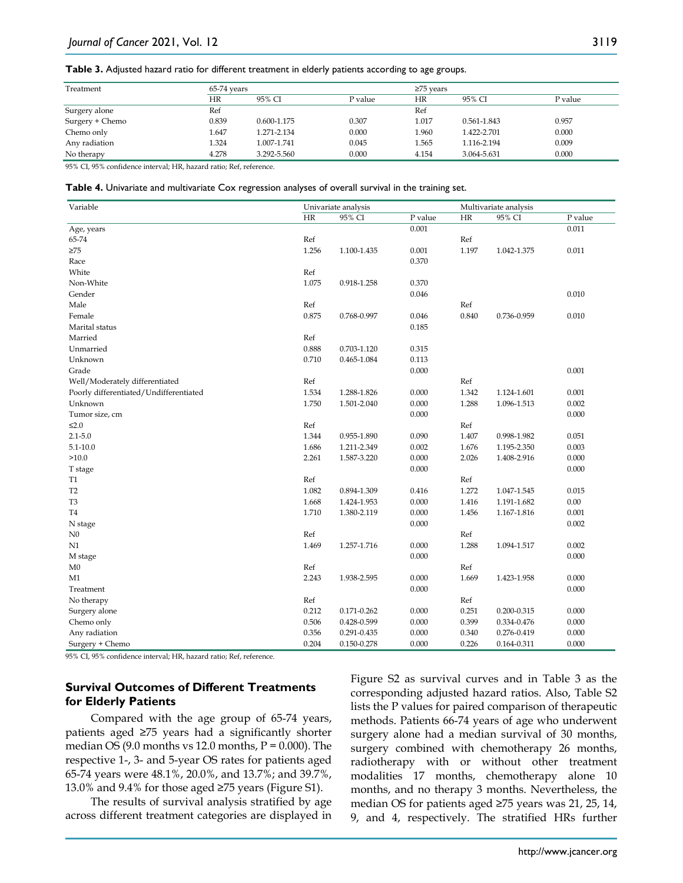**Table 3.** Adjusted hazard ratio for different treatment in elderly patients according to age groups.

| Treatment | 65-74 years | | | ≥75 years | | |
|---|---|---|---|---|---|---|
| | HR | 95% CI | P value | HR | 95% CI | P value |
| Surgery alone | Ref | | | Ref | | |
| Surgery + Chemo | 0.839 | 0.600-1.175 | 0.307 | 1.017 | 0.561-1.843 | 0.957 |
| Chemo only | 1.647 | 1.271-2.134 | 0.000 | 1.960 | 1.422-2.701 | 0.000 |
| Any radiation | 1.324 | 1.007-1.741 | 0.045 | 1.565 | 1.116-2.194 | 0.009 |
| No therapy | 4.278 | 3.292-5.560 | 0.000 | 4.154 | 3.064-5.631 | 0.000 |

95% CI, 95% confidence interval; HR, hazard ratio; Ref, reference.

**Table 4.** Univariate and multivariate Cox regression analyses of overall survival in the training set.

| Variable | Univariate analysis | | | Multivariate analysis | | |
|---|---|---|---|---|---|---|
| | HR | 95% CI | P value | HR | 95% CI | P value |
| Age, years | | | 0.001 | | | 0.011 |
| 65-74 | Ref | | | Ref | | |
| ≥75 | 1.256 | 1.100-1.435 | 0.001 | 1.197 | 1.042-1.375 | 0.011 |
| Race | | | 0.370 | | | |
| White | Ref | | | | | |
| Non-White | 1.075 | 0.918-1.258 | 0.370 | | | |
| Gender | | | 0.046 | | | 0.010 |
| Male | Ref | | | Ref | | |
| Female | 0.875 | 0.768-0.997 | 0.046 | 0.840 | 0.736-0.959 | 0.010 |
| Marital status | | | 0.185 | | | |
| Married | Ref | | | | | |
| Unmarried | 0.888 | 0.703-1.120 | 0.315 | | | |
| Unknown | 0.710 | 0.465-1.084 | 0.113 | | | |
| Grade | | | 0.000 | | | 0.001 |
| Well/Moderately differentiated | Ref | | | Ref | | |
| Poorly differentiated/Undifferentiated | 1.534 | 1.288-1.826 | 0.000 | 1.342 | 1.124-1.601 | 0.001 |
| Unknown | 1.750 | 1.501-2.040 | 0.000 | 1.288 | 1.096-1.513 | 0.002 |
| Tumor size, cm | | | 0.000 | | | 0.000 |
| ≤2.0 | Ref | | | Ref | | |
| 2.1-5.0 | 1.344 | 0.955-1.890 | 0.090 | 1.407 | 0.998-1.982 | 0.051 |
| 5.1-10.0 | 1.686 | 1.211-2.349 | 0.002 | 1.676 | 1.195-2.350 | 0.003 |
| >10.0 | 2.261 | 1.587-3.220 | 0.000 | 2.026 | 1.408-2.916 | 0.000 |
| T stage | | | 0.000 | | | 0.000 |
| T1 | Ref | | | Ref | | |
| T2 | 1.082 | 0.894-1.309 | 0.416 | 1.272 | 1.047-1.545 | 0.015 |
| T3 | 1.668 | 1.424-1.953 | 0.000 | 1.416 | 1.191-1.682 | 0.00 |
| T4 | 1.710 | 1.380-2.119 | 0.000 | 1.456 | 1.167-1.816 | 0.001 |
| N stage | | | 0.000 | | | 0.002 |
| N0 | Ref | | | Ref | | |
| N1 | 1.469 | 1.257-1.716 | 0.000 | 1.288 | 1.094-1.517 | 0.002 |
| M stage | | | 0.000 | | | 0.000 |
| M0 | Ref | | | Ref | | |
| M1 | 2.243 | 1.938-2.595 | 0.000 | 1.669 | 1.423-1.958 | 0.000 |
| Treatment | | | 0.000 | | | 0.000 |
| No therapy | Ref | | | Ref | | |
| Surgery alone | 0.212 | 0.171-0.262 | 0.000 | 0.251 | 0.200-0.315 | 0.000 |
| Chemo only | 0.506 | 0.428-0.599 | 0.000 | 0.399 | 0.334-0.476 | 0.000 |
| Any radiation | 0.356 | 0.291-0.435 | 0.000 | 0.340 | 0.276-0.419 | 0.000 |
| Surgery + Chemo | 0.204 | 0.150-0.278 | 0.000 | 0.226 | 0.164-0.311 | 0.000 |

95% CI, 95% confidence interval; HR, hazard ratio; Ref, reference.

### Survival Outcomes of Different Treatments for Elderly Patients

Compared with the age group of 65-74 years, patients aged ≥75 years had a significantly shorter median OS (9.0 months vs 12.0 months, P = 0.000). The respective 1-, 3- and 5-year OS rates for patients aged 65-74 years were 48.1%, 20.0%, and 13.7%; and 39.7%, 13.0% and 9.4% for those aged ≥75 years (Figure S1).

The results of survival analysis stratified by age across different treatment categories are displayed in Figure S2 as survival curves and in Table 3 as the corresponding adjusted hazard ratios. Also, Table S2 lists the P values for paired comparison of therapeutic methods. Patients 66-74 years of age who underwent surgery alone had a median survival of 30 months, surgery combined with chemotherapy 26 months, radiotherapy with or without other treatment modalities 17 months, chemotherapy alone 10 months, and no therapy 3 months. Nevertheless, the median OS for patients aged ≥75 years was 21, 25, 14, 9, and 4, respectively. The stratified HRs further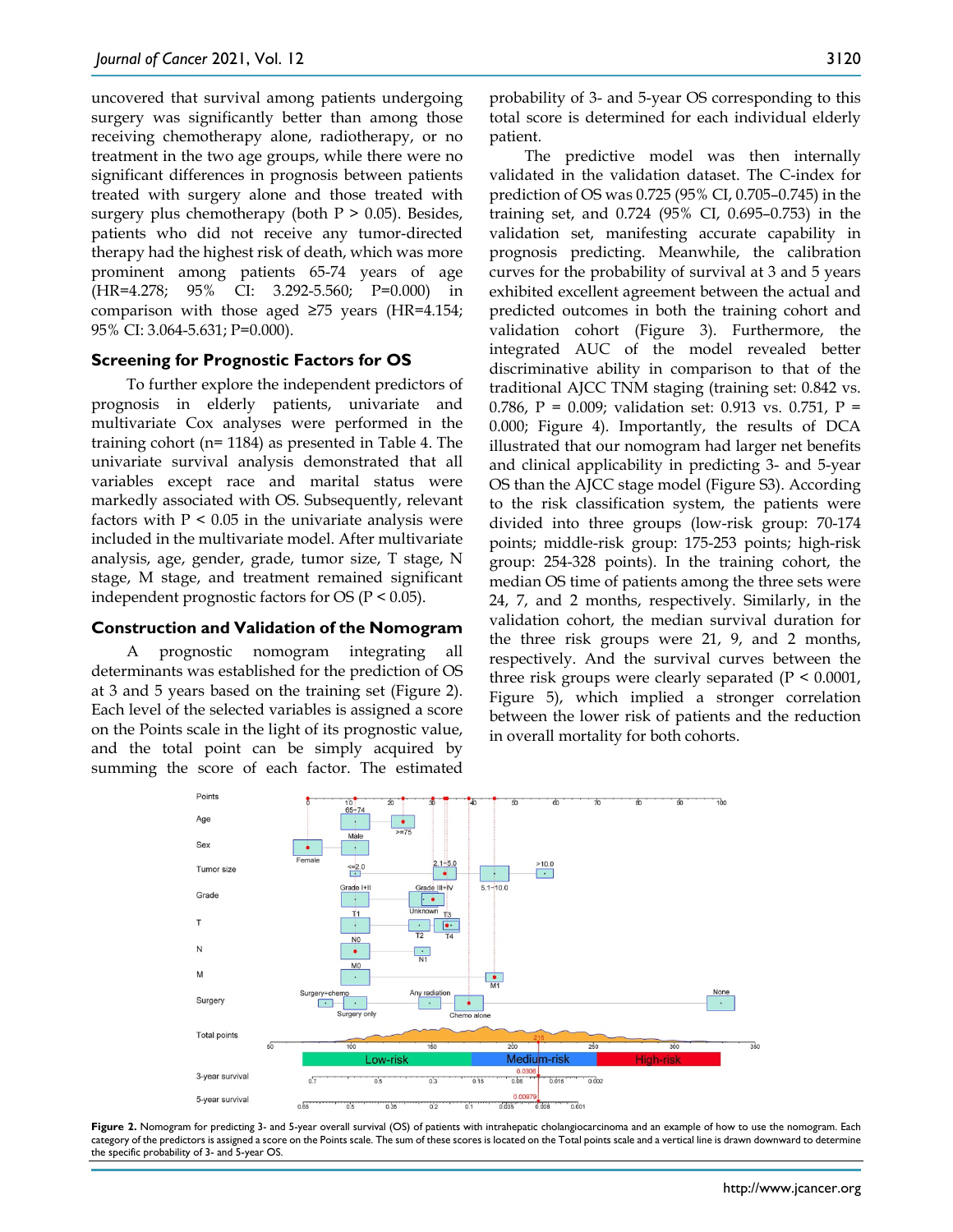uncovered that survival among patients undergoing surgery was significantly better than among those receiving chemotherapy alone, radiotherapy, or no treatment in the two age groups, while there were no significant differences in prognosis between patients treated with surgery alone and those treated with surgery plus chemotherapy (both P > 0.05). Besides, patients who did not receive any tumor-directed therapy had the highest risk of death, which was more prominent among patients 65-74 years of age (HR=4.278; 95% CI: 3.292-5.560; P=0.000) in comparison with those aged ≥75 years (HR=4.154; 95% CI: 3.064-5.631; P=0.000).

### Screening for Prognostic Factors for OS

To further explore the independent predictors of prognosis in elderly patients, univariate and multivariate Cox analyses were performed in the training cohort (n= 1184) as presented in Table 4. The univariate survival analysis demonstrated that all variables except race and marital status were markedly associated with OS. Subsequently, relevant factors with P < 0.05 in the univariate analysis were included in the multivariate model. After multivariate analysis, age, gender, grade, tumor size, T stage, N stage, M stage, and treatment remained significant independent prognostic factors for OS (P < 0.05).

### Construction and Validation of the Nomogram

A prognostic nomogram integrating all determinants was established for the prediction of OS at 3 and 5 years based on the training set (Figure 2). Each level of the selected variables is assigned a score on the Points scale in the light of its prognostic value, and the total point can be simply acquired by summing the score of each factor. The estimated probability of 3- and 5-year OS corresponding to this total score is determined for each individual elderly patient.

The predictive model was then internally validated in the validation dataset. The C-index for prediction of OS was 0.725 (95% CI, 0.705–0.745) in the training set, and 0.724 (95% CI, 0.695–0.753) in the validation set, manifesting accurate capability in prognosis predicting. Meanwhile, the calibration curves for the probability of survival at 3 and 5 years exhibited excellent agreement between the actual and predicted outcomes in both the training cohort and validation cohort (Figure 3). Furthermore, the integrated AUC of the model revealed better discriminative ability in comparison to that of the traditional AJCC TNM staging (training set: 0.842 vs. 0.786, P = 0.009; validation set: 0.913 vs. 0.751, P = 0.000; Figure 4). Importantly, the results of DCA illustrated that our nomogram had larger net benefits and clinical applicability in predicting 3- and 5-year OS than the AJCC stage model (Figure S3). According to the risk classification system, the patients were divided into three groups (low-risk group: 70-174 points; middle-risk group: 175-253 points; high-risk group: 254-328 points). In the training cohort, the median OS time of patients among the three sets were 24, 7, and 2 months, respectively. Similarly, in the validation cohort, the median survival duration for the three risk groups were 21, 9, and 2 months, respectively. And the survival curves between the three risk groups were clearly separated (P < 0.0001, Figure 5), which implied a stronger correlation between the lower risk of patients and the reduction in overall mortality for both cohorts.

**Figure 2.** Nomogram for predicting 3- and 5-year overall survival (OS) of patients with intrahepatic cholangiocarcinoma and an example of how to use the nomogram. Each category of the predictors is assigned a score on the Points scale. The sum of these scores is located on the Total points scale and a vertical line is drawn downward to determine the specific probability of 3- and 5-year OS.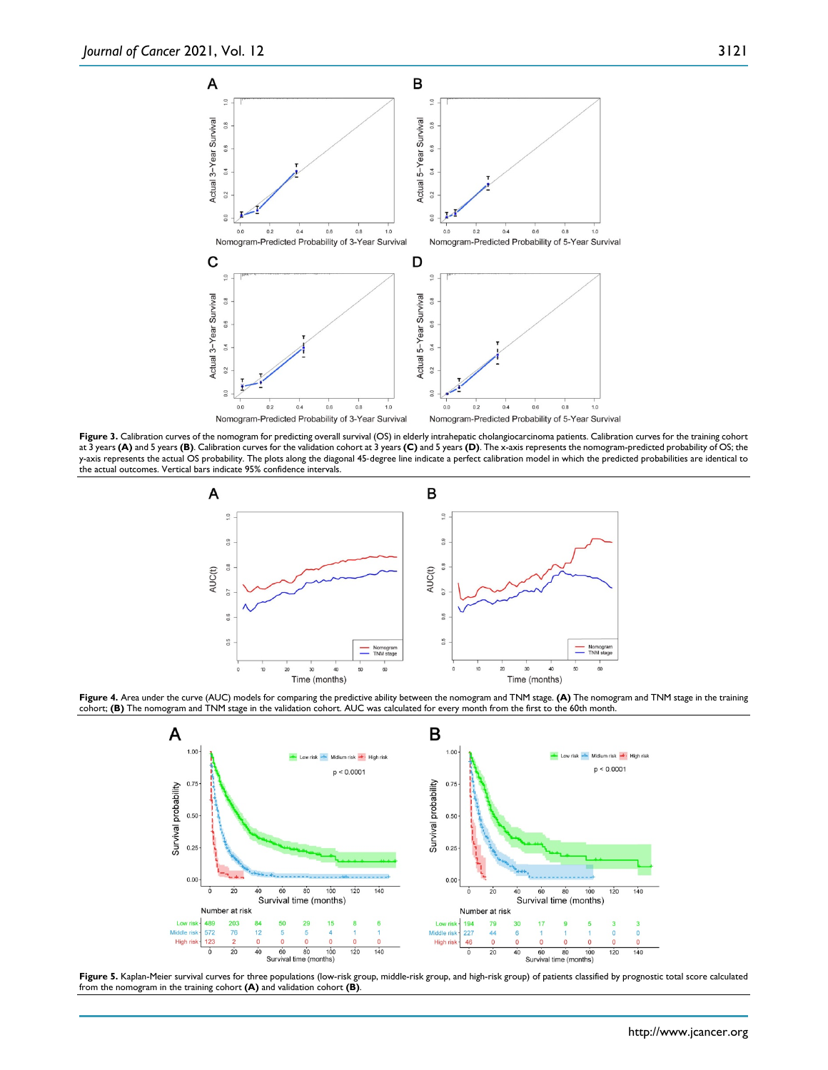**Figure 3.** Calibration curves of the nomogram for predicting overall survival (OS) in elderly intrahepatic cholangiocarcinoma patients. Calibration curves for the training cohort at 3 years **(A)** and 5 years **(B)**. Calibration curves for the validation cohort at 3 years **(C)** and 5 years **(D)**. The x-axis represents the nomogram-predicted probability of OS; the y-axis represents the actual OS probability. The plots along the diagonal 45-degree line indicate a perfect calibration model in which the predicted probabilities are identical to the actual outcomes. Vertical bars indicate 95% confidence intervals.

**Figure 4.** Area under the curve (AUC) models for comparing the predictive ability between the nomogram and TNM stage. **(A)** The nomogram and TNM stage in the training cohort; **(B)** The nomogram and TNM stage in the validation cohort. AUC was calculated for every month from the first to the 60th month.

**Figure 5.** Kaplan-Meier survival curves for three populations (low-risk group, middle-risk group, and high-risk group) of patients classified by prognostic total score calculated from the nomogram in the training cohort **(A)** and validation cohort **(B)**.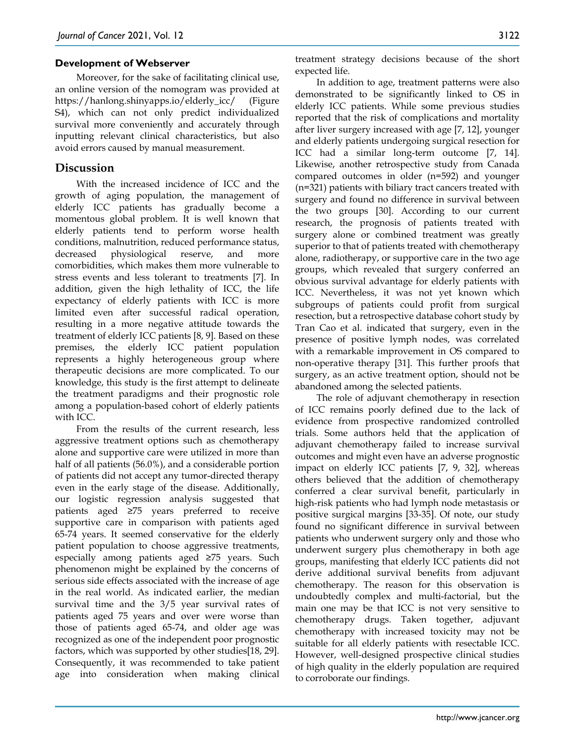### Development of Webserver

Moreover, for the sake of facilitating clinical use, an online version of the nomogram was provided at https://hanlong.shinyapps.io/elderly_icc/ (Figure S4), which can not only predict individualized survival more conveniently and accurately through inputting relevant clinical characteristics, but also avoid errors caused by manual measurement.

## Discussion

With the increased incidence of ICC and the growth of aging population, the management of elderly ICC patients has gradually become a momentous global problem. It is well known that elderly patients tend to perform worse health conditions, malnutrition, reduced performance status, decreased physiological reserve, and more comorbidities, which makes them more vulnerable to stress events and less tolerant to treatments [7]. In addition, given the high lethality of ICC, the life expectancy of elderly patients with ICC is more limited even after successful radical operation, resulting in a more negative attitude towards the treatment of elderly ICC patients [8, 9]. Based on these premises, the elderly ICC patient population represents a highly heterogeneous group where therapeutic decisions are more complicated. To our knowledge, this study is the first attempt to delineate the treatment paradigms and their prognostic role among a population-based cohort of elderly patients with ICC.

From the results of the current research, less aggressive treatment options such as chemotherapy alone and supportive care were utilized in more than half of all patients (56.0%), and a considerable portion of patients did not accept any tumor-directed therapy even in the early stage of the disease. Additionally, our logistic regression analysis suggested that patients aged ≥75 years preferred to receive supportive care in comparison with patients aged 65-74 years. It seemed conservative for the elderly patient population to choose aggressive treatments, especially among patients aged ≥75 years. Such phenomenon might be explained by the concerns of serious side effects associated with the increase of age in the real world. As indicated earlier, the median survival time and the 3/5 year survival rates of patients aged 75 years and over were worse than those of patients aged 65-74, and older age was recognized as one of the independent poor prognostic factors, which was supported by other studies[18, 29]. Consequently, it was recommended to take patient age into consideration when making clinical treatment strategy decisions because of the short expected life.

In addition to age, treatment patterns were also demonstrated to be significantly linked to OS in elderly ICC patients. While some previous studies reported that the risk of complications and mortality after liver surgery increased with age [7, 12], younger and elderly patients undergoing surgical resection for ICC had a similar long-term outcome [7, 14]. Likewise, another retrospective study from Canada compared outcomes in older (n=592) and younger (n=321) patients with biliary tract cancers treated with surgery and found no difference in survival between the two groups [30]. According to our current research, the prognosis of patients treated with surgery alone or combined treatment was greatly superior to that of patients treated with chemotherapy alone, radiotherapy, or supportive care in the two age groups, which revealed that surgery conferred an obvious survival advantage for elderly patients with ICC. Nevertheless, it was not yet known which subgroups of patients could profit from surgical resection, but a retrospective database cohort study by Tran Cao et al. indicated that surgery, even in the presence of positive lymph nodes, was correlated with a remarkable improvement in OS compared to non-operative therapy [31]. This further proofs that surgery, as an active treatment option, should not be abandoned among the selected patients.

The role of adjuvant chemotherapy in resection of ICC remains poorly defined due to the lack of evidence from prospective randomized controlled trials. Some authors held that the application of adjuvant chemotherapy failed to increase survival outcomes and might even have an adverse prognostic impact on elderly ICC patients [7, 9, 32], whereas others believed that the addition of chemotherapy conferred a clear survival benefit, particularly in high-risk patients who had lymph node metastasis or positive surgical margins [33-35]. Of note, our study found no significant difference in survival between patients who underwent surgery only and those who underwent surgery plus chemotherapy in both age groups, manifesting that elderly ICC patients did not derive additional survival benefits from adjuvant chemotherapy. The reason for this observation is undoubtedly complex and multi-factorial, but the main one may be that ICC is not very sensitive to chemotherapy drugs. Taken together, adjuvant chemotherapy with increased toxicity may not be suitable for all elderly patients with resectable ICC. However, well-designed prospective clinical studies of high quality in the elderly population are required to corroborate our findings.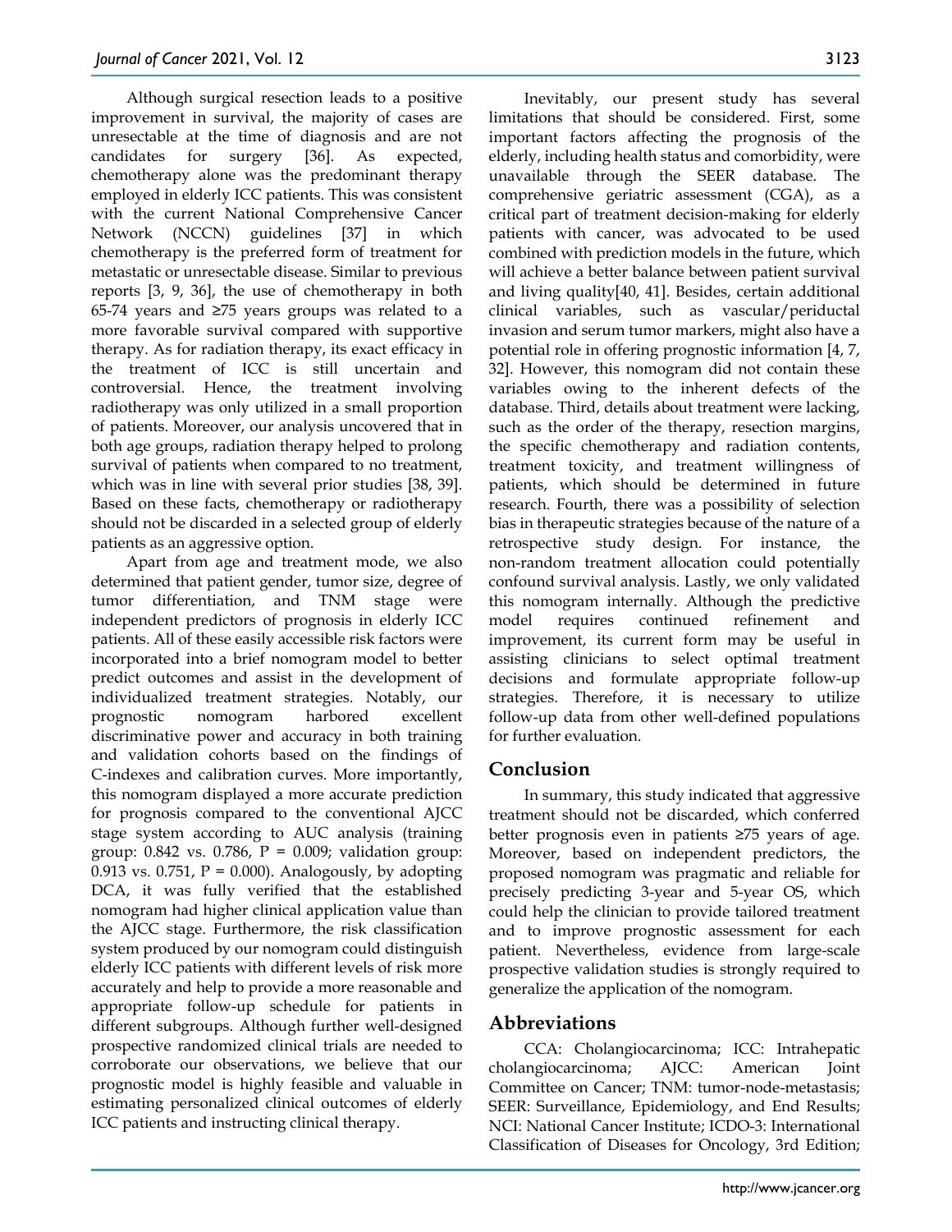Although surgical resection leads to a positive improvement in survival, the majority of cases are unresectable at the time of diagnosis and are not candidates for surgery [36]. As expected, chemotherapy alone was the predominant therapy employed in elderly ICC patients. This was consistent with the current National Comprehensive Cancer Network (NCCN) guidelines [37] in which chemotherapy is the preferred form of treatment for metastatic or unresectable disease. Similar to previous reports [3, 9, 36], the use of chemotherapy in both 65-74 years and ≥75 years groups was related to a more favorable survival compared with supportive therapy. As for radiation therapy, its exact efficacy in the treatment of ICC is still uncertain and controversial. Hence, the treatment involving radiotherapy was only utilized in a small proportion of patients. Moreover, our analysis uncovered that in both age groups, radiation therapy helped to prolong survival of patients when compared to no treatment, which was in line with several prior studies [38, 39]. Based on these facts, chemotherapy or radiotherapy should not be discarded in a selected group of elderly patients as an aggressive option.

Apart from age and treatment mode, we also determined that patient gender, tumor size, degree of tumor differentiation, and TNM stage were independent predictors of prognosis in elderly ICC patients. All of these easily accessible risk factors were incorporated into a brief nomogram model to better predict outcomes and assist in the development of individualized treatment strategies. Notably, our prognostic nomogram harbored excellent discriminative power and accuracy in both training and validation cohorts based on the findings of C-indexes and calibration curves. More importantly, this nomogram displayed a more accurate prediction for prognosis compared to the conventional AJCC stage system according to AUC analysis (training group: 0.842 vs. 0.786, P = 0.009; validation group: 0.913 vs. 0.751, P = 0.000). Analogously, by adopting DCA, it was fully verified that the established nomogram had higher clinical application value than the AJCC stage. Furthermore, the risk classification system produced by our nomogram could distinguish elderly ICC patients with different levels of risk more accurately and help to provide a more reasonable and appropriate follow-up schedule for patients in different subgroups. Although further well-designed prospective randomized clinical trials are needed to corroborate our observations, we believe that our prognostic model is highly feasible and valuable in estimating personalized clinical outcomes of elderly ICC patients and instructing clinical therapy.

Inevitably, our present study has several limitations that should be considered. First, some important factors affecting the prognosis of the elderly, including health status and comorbidity, were unavailable through the SEER database. The comprehensive geriatric assessment (CGA), as a critical part of treatment decision-making for elderly patients with cancer, was advocated to be used combined with prediction models in the future, which will achieve a better balance between patient survival and living quality[40, 41]. Besides, certain additional clinical variables, such as vascular/periductal invasion and serum tumor markers, might also have a potential role in offering prognostic information [4, 7, 32]. However, this nomogram did not contain these variables owing to the inherent defects of the database. Third, details about treatment were lacking, such as the order of the therapy, resection margins, the specific chemotherapy and radiation contents, treatment toxicity, and treatment willingness of patients, which should be determined in future research. Fourth, there was a possibility of selection bias in therapeutic strategies because of the nature of a retrospective study design. For instance, the non-random treatment allocation could potentially confound survival analysis. Lastly, we only validated this nomogram internally. Although the predictive model requires continued refinement and improvement, its current form may be useful in assisting clinicians to select optimal treatment decisions and formulate appropriate follow-up strategies. Therefore, it is necessary to utilize follow-up data from other well-defined populations for further evaluation.

## Conclusion

In summary, this study indicated that aggressive treatment should not be discarded, which conferred better prognosis even in patients ≥75 years of age. Moreover, based on independent predictors, the proposed nomogram was pragmatic and reliable for precisely predicting 3-year and 5-year OS, which could help the clinician to provide tailored treatment and to improve prognostic assessment for each patient. Nevertheless, evidence from large-scale prospective validation studies is strongly required to generalize the application of the nomogram.

## Abbreviations

CCA: Cholangiocarcinoma; ICC: Intrahepatic cholangiocarcinoma; AJCC: American Joint Committee on Cancer; TNM: tumor-node-metastasis; SEER: Surveillance, Epidemiology, and End Results; NCI: National Cancer Institute; ICDO-3: International Classification of Diseases for Oncology, 3rd Edition;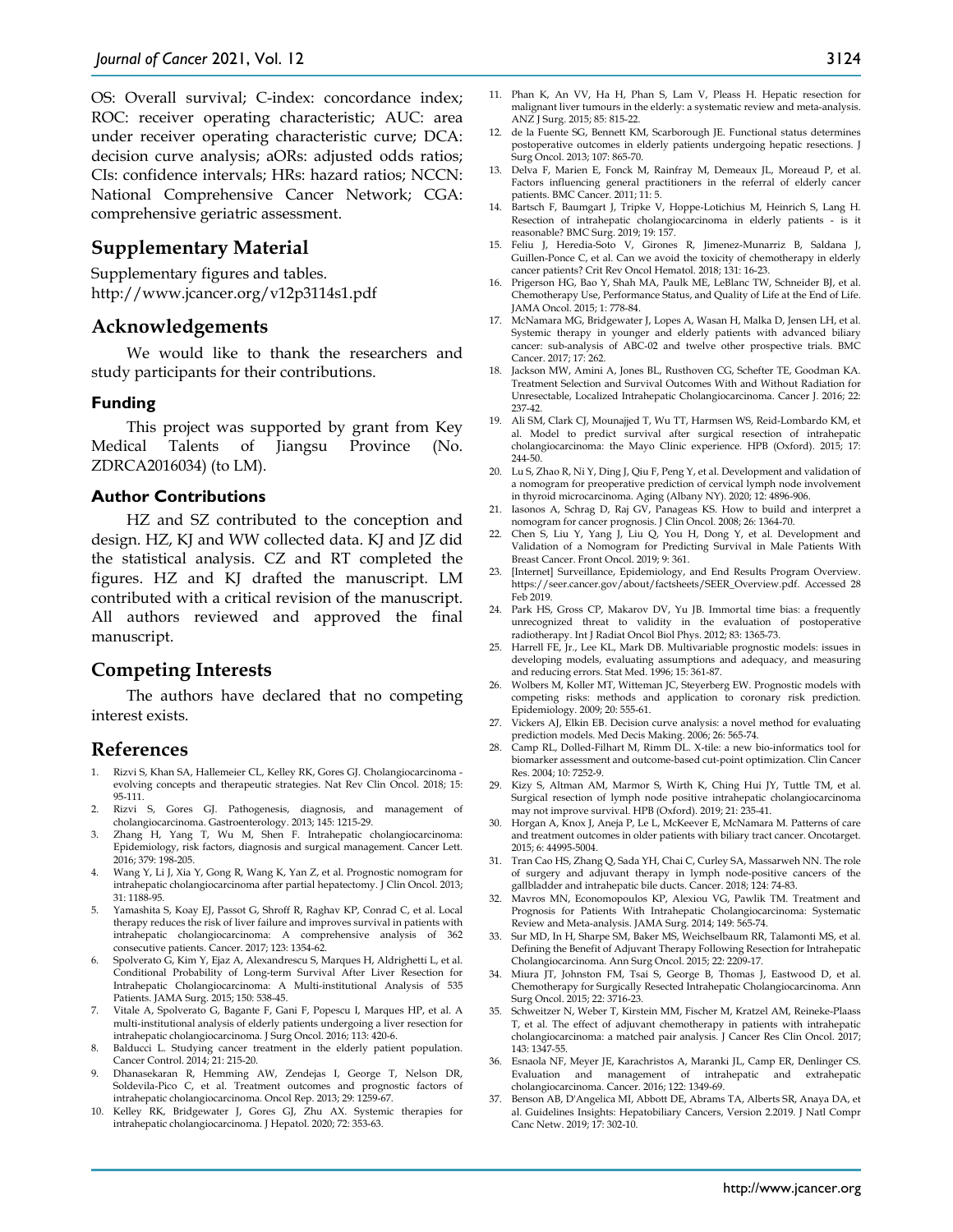OS: Overall survival; C-index: concordance index; ROC: receiver operating characteristic; AUC: area under receiver operating characteristic curve; DCA: decision curve analysis; aORs: adjusted odds ratios; CIs: confidence intervals; HRs: hazard ratios; NCCN: National Comprehensive Cancer Network; CGA: comprehensive geriatric assessment.

## Supplementary Material

Supplementary figures and tables. http://www.jcancer.org/v12p3114s1.pdf

## Acknowledgements

We would like to thank the researchers and study participants for their contributions.

### Funding

This project was supported by grant from Key Medical Talents of Jiangsu Province (No. ZDRCA2016034) (to LM).

### Author Contributions

HZ and SZ contributed to the conception and design. HZ, KJ and WW collected data. KJ and JZ did the statistical analysis. CZ and RT completed the figures. HZ and KJ drafted the manuscript. LM contributed with a critical revision of the manuscript. All authors reviewed and approved the final manuscript.

## Competing Interests

The authors have declared that no competing interest exists.

## References

1. Rizvi S, Khan SA, Hallemeier CL, Kelley RK, Gores GJ. Cholangiocarcinoma - evolving concepts and therapeutic strategies. Nat Rev Clin Oncol. 2018; 15: 95-111.
2. Rizvi S, Gores GJ. Pathogenesis, diagnosis, and management of cholangiocarcinoma. Gastroenterology. 2013; 145: 1215-29.
3. Zhang H, Yang T, Wu M, Shen F. Intrahepatic cholangiocarcinoma: Epidemiology, risk factors, diagnosis and surgical management. Cancer Lett. 2016; 379: 198-205.
4. Wang Y, Li J, Xia Y, Gong R, Wang K, Yan Z, et al. Prognostic nomogram for intrahepatic cholangiocarcinoma after partial hepatectomy. J Clin Oncol. 2013; 31: 1188-95.
5. Yamashita S, Koay EJ, Passot G, Shroff R, Raghav KP, Conrad C, et al. Local therapy reduces the risk of liver failure and improves survival in patients with intrahepatic cholangiocarcinoma: A comprehensive analysis of 362 consecutive patients. Cancer. 2017; 123: 1354-62.
6. Spolverato G, Kim Y, Ejaz A, Alexandrescu S, Marques H, Aldrighetti L, et al. Conditional Probability of Long-term Survival After Liver Resection for Intrahepatic Cholangiocarcinoma: A Multi-institutional Analysis of 535 Patients. JAMA Surg. 2015; 150: 538-45.
7. Vitale A, Spolverato G, Bagante F, Gani F, Popescu I, Marques HP, et al. A multi-institutional analysis of elderly patients undergoing a liver resection for intrahepatic cholangiocarcinoma. J Surg Oncol. 2016; 113: 420-6.
8. Balducci L. Studying cancer treatment in the elderly patient population. Cancer Control. 2014; 21: 215-20.
9. Dhanasekaran R, Hemming AW, Zendejas I, George T, Nelson DR, Soldevila-Pico C, et al. Treatment outcomes and prognostic factors of intrahepatic cholangiocarcinoma. Oncol Rep. 2013; 29: 1259-67.
10. Kelley RK, Bridgewater J, Gores GJ, Zhu AX. Systemic therapies for intrahepatic cholangiocarcinoma. J Hepatol. 2020; 72: 353-63.
11. Phan K, An VV, Ha H, Phan S, Lam V, Pleass H. Hepatic resection for malignant liver tumours in the elderly: a systematic review and meta-analysis. ANZ J Surg. 2015; 85: 815-22.
12. de la Fuente SG, Bennett KM, Scarborough JE. Functional status determines postoperative outcomes in elderly patients undergoing hepatic resections. J Surg Oncol. 2013; 107: 865-70.
13. Delva F, Marien E, Fonck M, Rainfray M, Demeaux JL, Moreaud P, et al. Factors influencing general practitioners in the referral of elderly cancer patients. BMC Cancer. 2011; 11: 5.
14. Bartsch F, Baumgart J, Tripke V, Hoppe-Lotichius M, Heinrich S, Lang H. Resection of intrahepatic cholangiocarcinoma in elderly patients - is it reasonable? BMC Surg. 2019; 19: 157.
15. Feliu J, Heredia-Soto V, Girones R, Jimenez-Munarriz B, Saldana J, Guillen-Ponce C, et al. Can we avoid the toxicity of chemotherapy in elderly cancer patients? Crit Rev Oncol Hematol. 2018; 131: 16-23.
16. Prigerson HG, Bao Y, Shah MA, Paulk ME, LeBlanc TW, Schneider BJ, et al. Chemotherapy Use, Performance Status, and Quality of Life at the End of Life. JAMA Oncol. 2015; 1: 778-84.
17. McNamara MG, Bridgewater J, Lopes A, Wasan H, Malka D, Jensen LH, et al. Systemic therapy in younger and elderly patients with advanced biliary cancer: sub-analysis of ABC-02 and twelve other prospective trials. BMC Cancer. 2017; 17: 262.
18. Jackson MW, Amini A, Jones BL, Rusthoven CG, Schefter TE, Goodman KA. Treatment Selection and Survival Outcomes With and Without Radiation for Unresectable, Localized Intrahepatic Cholangiocarcinoma. Cancer J. 2016; 22: 237-42.
19. Ali SM, Clark CJ, Mounajjed T, Wu TT, Harmsen WS, Reid-Lombardo KM, et al. Model to predict survival after surgical resection of intrahepatic cholangiocarcinoma: the Mayo Clinic experience. HPB (Oxford). 2015; 17: 244-50.
20. Lu S, Zhao R, Ni Y, Ding J, Qiu F, Peng Y, et al. Development and validation of a nomogram for preoperative prediction of cervical lymph node involvement in thyroid microcarcinoma. Aging (Albany NY). 2020; 12: 4896-906.
21. Iasonos A, Schrag D, Raj GV, Panageas KS. How to build and interpret a nomogram for cancer prognosis. J Clin Oncol. 2008; 26: 1364-70.
22. Chen S, Liu Y, Yang J, Liu Q, You H, Dong Y, et al. Development and Validation of a Nomogram for Predicting Survival in Male Patients With Breast Cancer. Front Oncol. 2019; 9: 361.
23. [Internet] Surveillance, Epidemiology, and End Results Program Overview. https://seer.cancer.gov/about/factsheets/SEER_Overview.pdf. Accessed 28 Feb 2019.
24. Park HS, Gross CP, Makarov DV, Yu JB. Immortal time bias: a frequently unrecognized threat to validity in the evaluation of postoperative radiotherapy. Int J Radiat Oncol Biol Phys. 2012; 83: 1365-73.
25. Harrell FE, Jr., Lee KL, Mark DB. Multivariable prognostic models: issues in developing models, evaluating assumptions and adequacy, and measuring and reducing errors. Stat Med. 1996; 15: 361-87.
26. Wolbers M, Koller MT, Witteman JC, Steyerberg EW. Prognostic models with competing risks: methods and application to coronary risk prediction. Epidemiology. 2009; 20: 555-61.
27. Vickers AJ, Elkin EB. Decision curve analysis: a novel method for evaluating prediction models. Med Decis Making. 2006; 26: 565-74.
28. Camp RL, Dolled-Filhart M, Rimm DL. X-tile: a new bio-informatics tool for biomarker assessment and outcome-based cut-point optimization. Clin Cancer Res. 2004; 10: 7252-9.
29. Kizy S, Altman AM, Marmor S, Wirth K, Ching Hui JY, Tuttle TM, et al. Surgical resection of lymph node positive intrahepatic cholangiocarcinoma may not improve survival. HPB (Oxford). 2019; 21: 235-41.
30. Horgan A, Knox J, Aneja P, Le L, McKeever E, McNamara M. Patterns of care and treatment outcomes in older patients with biliary tract cancer. Oncotarget. 2015; 6: 44995-5004.
31. Tran Cao HS, Zhang Q, Sada YH, Chai C, Curley SA, Massarweh NN. The role of surgery and adjuvant therapy in lymph node-positive cancers of the gallbladder and intrahepatic bile ducts. Cancer. 2018; 124: 74-83.
32. Mavros MN, Economopoulos KP, Alexiou VG, Pawlik TM. Treatment and Prognosis for Patients With Intrahepatic Cholangiocarcinoma: Systematic Review and Meta-analysis. JAMA Surg. 2014; 149: 565-74.
33. Sur MD, In H, Sharpe SM, Baker MS, Weichselbaum RR, Talamonti MS, et al. Defining the Benefit of Adjuvant Therapy Following Resection for Intrahepatic Cholangiocarcinoma. Ann Surg Oncol. 2015; 22: 2209-17.
34. Miura JT, Johnston FM, Tsai S, George B, Thomas J, Eastwood D, et al. Chemotherapy for Surgically Resected Intrahepatic Cholangiocarcinoma. Ann Surg Oncol. 2015; 22: 3716-23.
35. Schweitzer N, Weber T, Kirstein MM, Fischer M, Kratzel AM, Reineke-Plaass T, et al. The effect of adjuvant chemotherapy in patients with intrahepatic cholangiocarcinoma: a matched pair analysis. J Cancer Res Clin Oncol. 2017; 143: 1347-55.
36. Esnaola NF, Meyer JE, Karachristos A, Maranki JL, Camp ER, Denlinger CS. Evaluation and management of intrahepatic and extrahepatic cholangiocarcinoma. Cancer. 2016; 122: 1349-69.
37. Benson AB, D'Angelica MI, Abbott DE, Abrams TA, Alberts SR, Anaya DA, et al. Guidelines Insights: Hepatobiliary Cancers, Version 2.2019. J Natl Compr Canc Netw. 2019; 17: 302-10.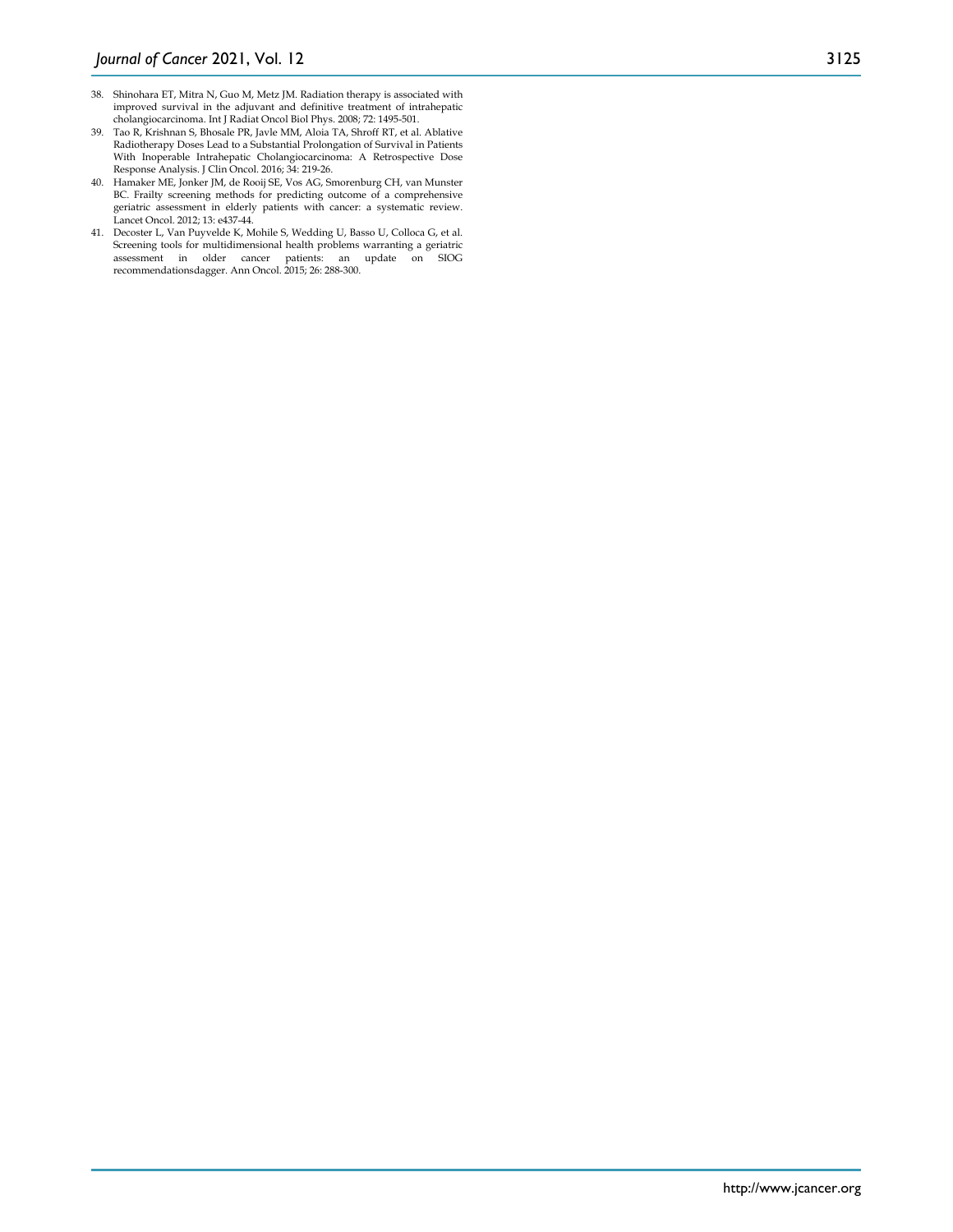38. Shinohara ET, Mitra N, Guo M, Metz JM. Radiation therapy is associated with improved survival in the adjuvant and definitive treatment of intrahepatic cholangiocarcinoma. Int J Radiat Oncol Biol Phys. 2008; 72: 1495-501.
39. Tao R, Krishnan S, Bhosale PR, Javle MM, Aloia TA, Shroff RT, et al. Ablative Radiotherapy Doses Lead to a Substantial Prolongation of Survival in Patients With Inoperable Intrahepatic Cholangiocarcinoma: A Retrospective Dose Response Analysis. J Clin Oncol. 2016; 34: 219-26.
40. Hamaker ME, Jonker JM, de Rooij SE, Vos AG, Smorenburg CH, van Munster BC. Frailty screening methods for predicting outcome of a comprehensive geriatric assessment in elderly patients with cancer: a systematic review. Lancet Oncol. 2012; 13: e437-44.
41. Decoster L, Van Puyvelde K, Mohile S, Wedding U, Basso U, Colloca G, et al. Screening tools for multidimensional health problems warranting a geriatric assessment in older cancer patients: an update on SIOG recommendationsdagger. Ann Oncol. 2015; 26: 288-300.